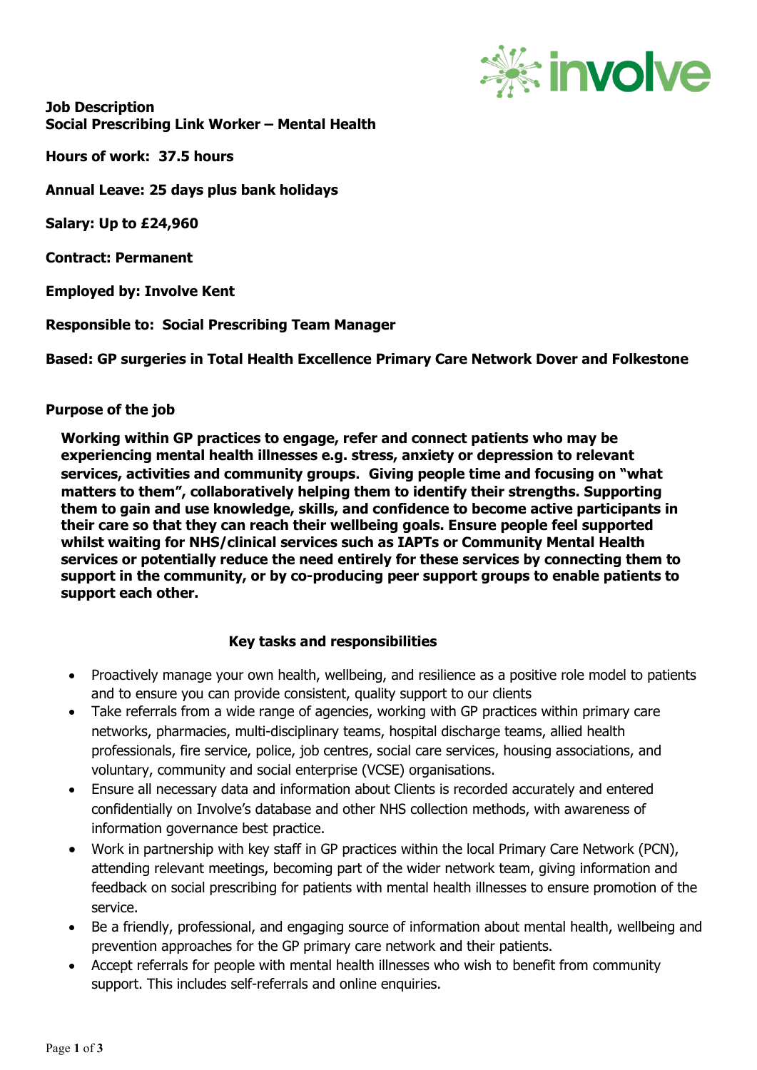**Job Description**
**Social Prescribing Link Worker – Mental Health**

**Hours of work: 37.5 hours**

**Annual Leave: 25 days plus bank holidays**

**Salary: Up to £24,960**

**Contract: Permanent**

**Employed by: Involve Kent**

**Responsible to: Social Prescribing Team Manager**

**Based: GP surgeries in Total Health Excellence Primary Care Network Dover and Folkestone**

**Purpose of the job**

**Working within GP practices to engage, refer and connect patients who may be experiencing mental health illnesses e.g. stress, anxiety or depression to relevant services, activities and community groups. Giving people time and focusing on "what matters to them", collaboratively helping them to identify their strengths. Supporting them to gain and use knowledge, skills, and confidence to become active participants in their care so that they can reach their wellbeing goals. Ensure people feel supported whilst waiting for NHS/clinical services such as IAPTs or Community Mental Health services or potentially reduce the need entirely for these services by connecting them to support in the community, or by co-producing peer support groups to enable patients to support each other.**

**Key tasks and responsibilities**

- Proactively manage your own health, wellbeing, and resilience as a positive role model to patients and to ensure you can provide consistent, quality support to our clients
- Take referrals from a wide range of agencies, working with GP practices within primary care networks, pharmacies, multi-disciplinary teams, hospital discharge teams, allied health professionals, fire service, police, job centres, social care services, housing associations, and voluntary, community and social enterprise (VCSE) organisations.
- Ensure all necessary data and information about Clients is recorded accurately and entered confidentially on Involve's database and other NHS collection methods, with awareness of information governance best practice.
- Work in partnership with key staff in GP practices within the local Primary Care Network (PCN), attending relevant meetings, becoming part of the wider network team, giving information and feedback on social prescribing for patients with mental health illnesses to ensure promotion of the service.
- Be a friendly, professional, and engaging source of information about mental health, wellbeing and prevention approaches for the GP primary care network and their patients.
- Accept referrals for people with mental health illnesses who wish to benefit from community support. This includes self-referrals and online enquiries.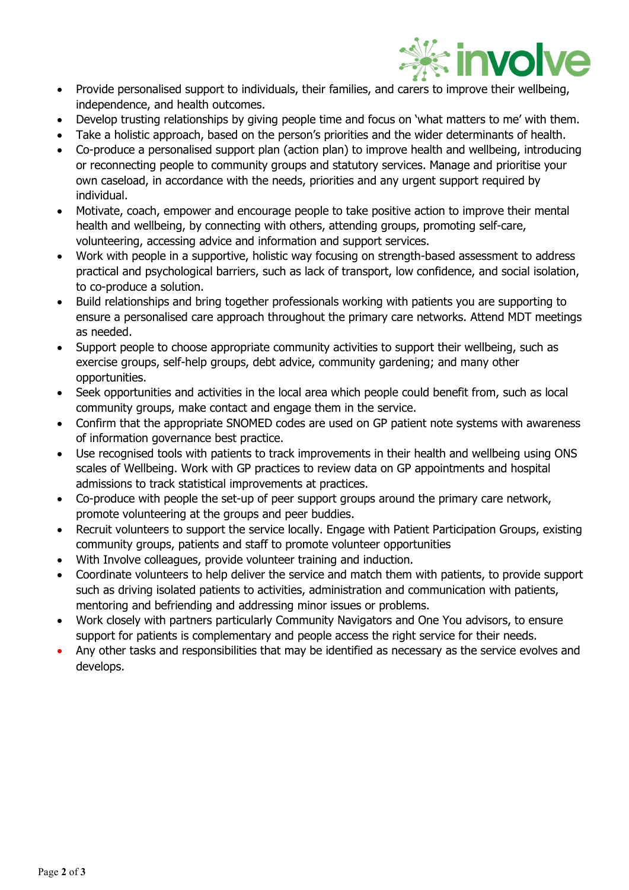- Provide personalised support to individuals, their families, and carers to improve their wellbeing, independence, and health outcomes.
- Develop trusting relationships by giving people time and focus on 'what matters to me' with them.
- Take a holistic approach, based on the person's priorities and the wider determinants of health.
- Co-produce a personalised support plan (action plan) to improve health and wellbeing, introducing or reconnecting people to community groups and statutory services. Manage and prioritise your own caseload, in accordance with the needs, priorities and any urgent support required by individual.
- Motivate, coach, empower and encourage people to take positive action to improve their mental health and wellbeing, by connecting with others, attending groups, promoting self-care, volunteering, accessing advice and information and support services.
- Work with people in a supportive, holistic way focusing on strength-based assessment to address practical and psychological barriers, such as lack of transport, low confidence, and social isolation, to co-produce a solution.
- Build relationships and bring together professionals working with patients you are supporting to ensure a personalised care approach throughout the primary care networks. Attend MDT meetings as needed.
- Support people to choose appropriate community activities to support their wellbeing, such as exercise groups, self-help groups, debt advice, community gardening; and many other opportunities.
- Seek opportunities and activities in the local area which people could benefit from, such as local community groups, make contact and engage them in the service.
- Confirm that the appropriate SNOMED codes are used on GP patient note systems with awareness of information governance best practice.
- Use recognised tools with patients to track improvements in their health and wellbeing using ONS scales of Wellbeing. Work with GP practices to review data on GP appointments and hospital admissions to track statistical improvements at practices.
- Co-produce with people the set-up of peer support groups around the primary care network, promote volunteering at the groups and peer buddies.
- Recruit volunteers to support the service locally. Engage with Patient Participation Groups, existing community groups, patients and staff to promote volunteer opportunities
- With Involve colleagues, provide volunteer training and induction.
- Coordinate volunteers to help deliver the service and match them with patients, to provide support such as driving isolated patients to activities, administration and communication with patients, mentoring and befriending and addressing minor issues or problems.
- Work closely with partners particularly Community Navigators and One You advisors, to ensure support for patients is complementary and people access the right service for their needs.
- Any other tasks and responsibilities that may be identified as necessary as the service evolves and develops.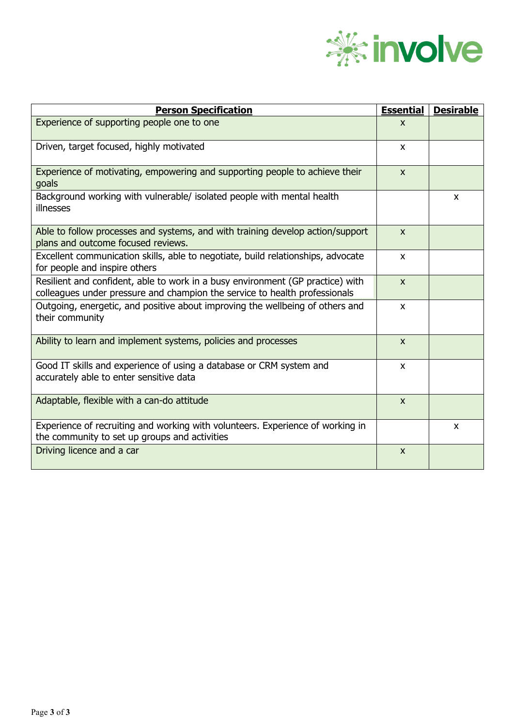| Person Specification | Essential | Desirable |
|---|---|---|
| Experience of supporting people one to one | x | |
| Driven, target focused, highly motivated | x | |
| Experience of motivating, empowering and supporting people to achieve their goals | x | |
| Background working with vulnerable/ isolated people with mental health illnesses | | x |
| Able to follow processes and systems, and with training develop action/support plans and outcome focused reviews. | x | |
| Excellent communication skills, able to negotiate, build relationships, advocate for people and inspire others | x | |
| Resilient and confident, able to work in a busy environment (GP practice) with colleagues under pressure and champion the service to health professionals | x | |
| Outgoing, energetic, and positive about improving the wellbeing of others and their community | x | |
| Ability to learn and implement systems, policies and processes | x | |
| Good IT skills and experience of using a database or CRM system and accurately able to enter sensitive data | x | |
| Adaptable, flexible with a can-do attitude | x | |
| Experience of recruiting and working with volunteers. Experience of working in the community to set up groups and activities | | x |
| Driving licence and a car | x | |